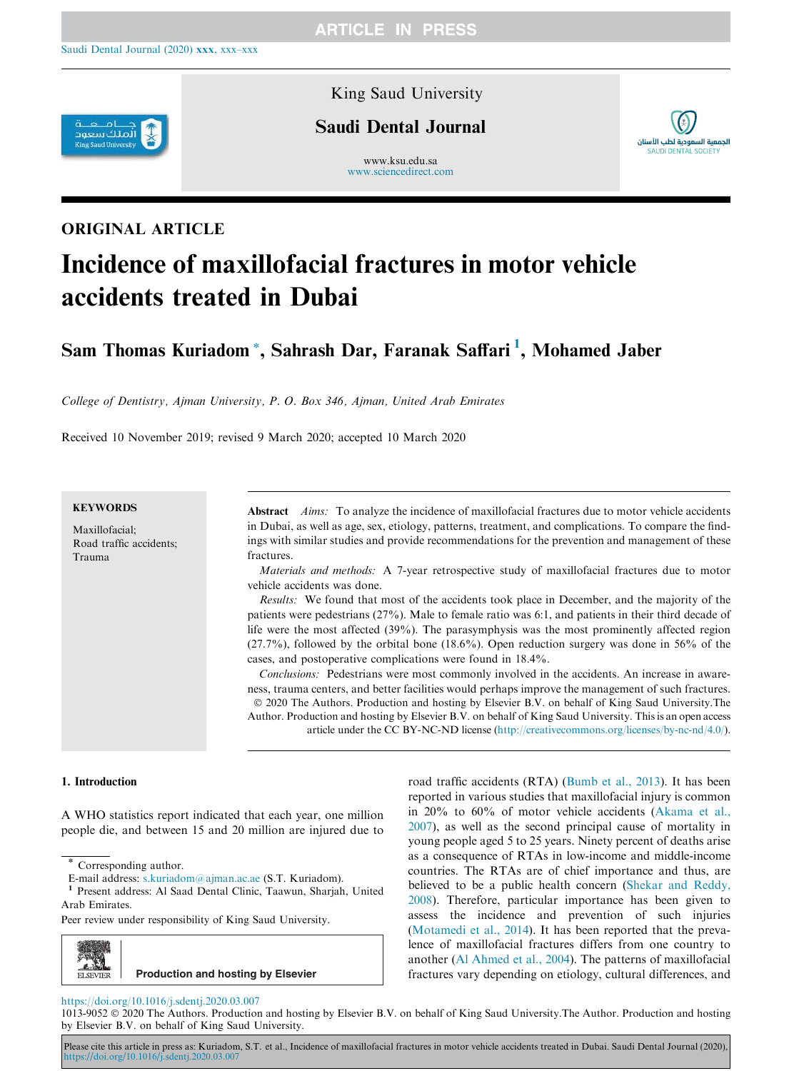ORIGINAL ARTICLE

# Incidence of maxillofacial fractures in motor vehicle accidents treated in Dubai

**Sam Thomas Kuriadom** [*], **Sahrash Dar**, **Faranak Saffari** [1], **Mohamed Jaber**

*College of Dentistry, Ajman University, P. O. Box 346, Ajman, United Arab Emirates*

Received 10 November 2019; revised 9 March 2020; accepted 10 March 2020

**KEYWORDS**

Maxillofacial;
Road traffic accidents;
Trauma

**Abstract** *Aims:* To analyze the incidence of maxillofacial fractures due to motor vehicle accidents in Dubai, as well as age, sex, etiology, patterns, treatment, and complications. To compare the findings with similar studies and provide recommendations for the prevention and management of these fractures.

*Materials and methods:* A 7-year retrospective study of maxillofacial fractures due to motor vehicle accidents was done.

*Results:* We found that most of the accidents took place in December, and the majority of the patients were pedestrians (27%). Male to female ratio was 6:1, and patients in their third decade of life were the most affected (39%). The parasymphysis was the most prominently affected region (27.7%), followed by the orbital bone (18.6%). Open reduction surgery was done in 56% of the cases, and postoperative complications were found in 18.4%.

*Conclusions:* Pedestrians were most commonly involved in the accidents. An increase in awareness, trauma centers, and better facilities would perhaps improve the management of such fractures.

© 2020 The Authors. Production and hosting by Elsevier B.V. on behalf of King Saud University.The Author. Production and hosting by Elsevier B.V. on behalf of King Saud University. This is an open access article under the CC BY-NC-ND license (http://creativecommons.org/licenses/by-nc-nd/4.0/).

## 1. Introduction

A WHO statistics report indicated that each year, one million people die, and between 15 and 20 million are injured due to road traffic accidents (RTA) (Bumb et al., 2013). It has been reported in various studies that maxillofacial injury is common in 20% to 60% of motor vehicle accidents (Akama et al., 2007), as well as the second principal cause of mortality in young people aged 5 to 25 years. Ninety percent of deaths arise as a consequence of RTAs in low-income and middle-income countries. The RTAs are of chief importance and thus, are believed to be a public health concern (Shekar and Reddy, 2008). Therefore, particular importance has been given to assess the incidence and prevention of such injuries (Motamedi et al., 2014). It has been reported that the prevalence of maxillofacial fractures differs from one country to another (Al Ahmed et al., 2004). The patterns of maxillofacial fractures vary depending on etiology, cultural differences, and

[*] Corresponding author.
E-mail address: s.kuriadom@ajman.ac.ae (S.T. Kuriadom).
[1] Present address: Al Saad Dental Clinic, Taawun, Sharjah, United Arab Emirates.

Peer review under responsibility of King Saud University.

Production and hosting by Elsevier

https://doi.org/10.1016/j.sdentj.2020.03.007
1013-9052 © 2020 The Authors. Production and hosting by Elsevier B.V. on behalf of King Saud University.The Author. Production and hosting by Elsevier B.V. on behalf of King Saud University.

Please cite this article in press as: Kuriadom, S.T. et al., Incidence of maxillofacial fractures in motor vehicle accidents treated in Dubai. Saudi Dental Journal (2020), https://doi.org/10.1016/j.sdentj.2020.03.007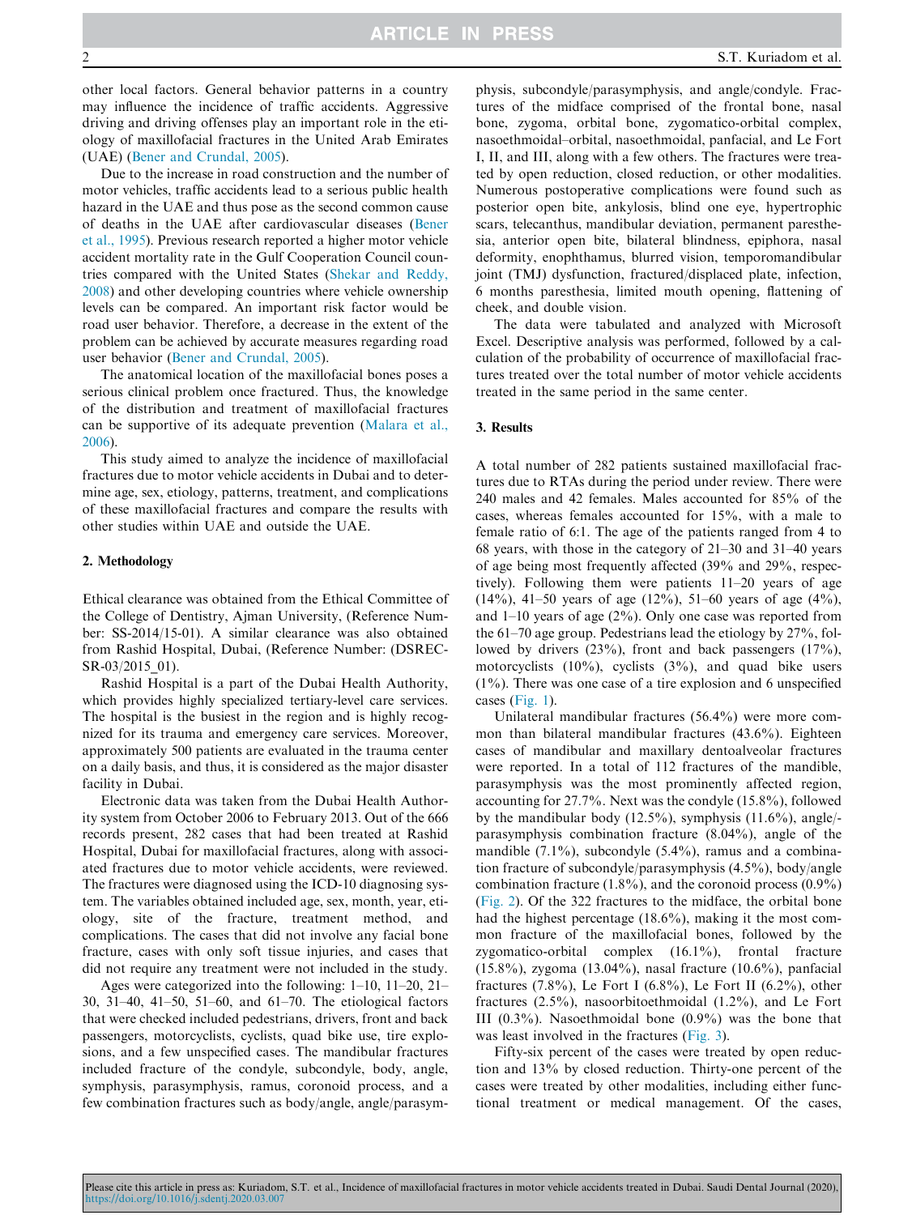other local factors. General behavior patterns in a country may influence the incidence of traffic accidents. Aggressive driving and driving offenses play an important role in the etiology of maxillofacial fractures in the United Arab Emirates (UAE) (Bener and Crundal, 2005).

Due to the increase in road construction and the number of motor vehicles, traffic accidents lead to a serious public health hazard in the UAE and thus pose as the second common cause of deaths in the UAE after cardiovascular diseases (Bener et al., 1995). Previous research reported a higher motor vehicle accident mortality rate in the Gulf Cooperation Council countries compared with the United States (Shekar and Reddy, 2008) and other developing countries where vehicle ownership levels can be compared. An important risk factor would be road user behavior. Therefore, a decrease in the extent of the problem can be achieved by accurate measures regarding road user behavior (Bener and Crundal, 2005).

The anatomical location of the maxillofacial bones poses a serious clinical problem once fractured. Thus, the knowledge of the distribution and treatment of maxillofacial fractures can be supportive of its adequate prevention (Malara et al., 2006).

This study aimed to analyze the incidence of maxillofacial fractures due to motor vehicle accidents in Dubai and to determine age, sex, etiology, patterns, treatment, and complications of these maxillofacial fractures and compare the results with other studies within UAE and outside the UAE.

## 2. Methodology

Ethical clearance was obtained from the Ethical Committee of the College of Dentistry, Ajman University, (Reference Number: SS-2014/15-01). A similar clearance was also obtained from Rashid Hospital, Dubai, (Reference Number: (DSREC-SR-03/2015_01).

Rashid Hospital is a part of the Dubai Health Authority, which provides highly specialized tertiary-level care services. The hospital is the busiest in the region and is highly recognized for its trauma and emergency care services. Moreover, approximately 500 patients are evaluated in the trauma center on a daily basis, and thus, it is considered as the major disaster facility in Dubai.

Electronic data was taken from the Dubai Health Authority system from October 2006 to February 2013. Out of the 666 records present, 282 cases that had been treated at Rashid Hospital, Dubai for maxillofacial fractures, along with associated fractures due to motor vehicle accidents, were reviewed. The fractures were diagnosed using the ICD-10 diagnosing system. The variables obtained included age, sex, month, year, etiology, site of the fracture, treatment method, and complications. The cases that did not involve any facial bone fracture, cases with only soft tissue injuries, and cases that did not require any treatment were not included in the study.

Ages were categorized into the following: 1–10, 11–20, 21–30, 31–40, 41–50, 51–60, and 61–70. The etiological factors that were checked included pedestrians, drivers, front and back passengers, motorcyclists, cyclists, quad bike use, tire explosions, and a few unspecified cases. The mandibular fractures included fracture of the condyle, subcondyle, body, angle, symphysis, parasymphysis, ramus, coronoid process, and a few combination fractures such as body/angle, angle/parasymphysis, subcondyle/parasymphysis, and angle/condyle. Fractures of the midface comprised of the frontal bone, nasal bone, zygoma, orbital bone, zygomatico-orbital complex, nasoethmoidal–orbital, nasoethmoidal, panfacial, and Le Fort I, II, and III, along with a few others. The fractures were treated by open reduction, closed reduction, or other modalities. Numerous postoperative complications were found such as posterior open bite, ankylosis, blind one eye, hypertrophic scars, telecanthus, mandibular deviation, permanent paresthesia, anterior open bite, bilateral blindness, epiphora, nasal deformity, enophthamus, blurred vision, temporomandibular joint (TMJ) dysfunction, fractured/displaced plate, infection, 6 months paresthesia, limited mouth opening, flattening of cheek, and double vision.

The data were tabulated and analyzed with Microsoft Excel. Descriptive analysis was performed, followed by a calculation of the probability of occurrence of maxillofacial fractures treated over the total number of motor vehicle accidents treated in the same period in the same center.

## 3. Results

A total number of 282 patients sustained maxillofacial fractures due to RTAs during the period under review. There were 240 males and 42 females. Males accounted for 85% of the cases, whereas females accounted for 15%, with a male to female ratio of 6:1. The age of the patients ranged from 4 to 68 years, with those in the category of 21–30 and 31–40 years of age being most frequently affected (39% and 29%, respectively). Following them were patients 11–20 years of age (14%), 41–50 years of age (12%), 51–60 years of age (4%), and 1–10 years of age (2%). Only one case was reported from the 61–70 age group. Pedestrians lead the etiology by 27%, followed by drivers (23%), front and back passengers (17%), motorcyclists (10%), cyclists (3%), and quad bike users (1%). There was one case of a tire explosion and 6 unspecified cases (Fig. 1).

Unilateral mandibular fractures (56.4%) were more common than bilateral mandibular fractures (43.6%). Eighteen cases of mandibular and maxillary dentoalveolar fractures were reported. In a total of 112 fractures of the mandible, parasymphysis was the most prominently affected region, accounting for 27.7%. Next was the condyle (15.8%), followed by the mandibular body (12.5%), symphysis (11.6%), angle/-parasymphysis combination fracture (8.04%), angle of the mandible (7.1%), subcondyle (5.4%), ramus and a combination fracture of subcondyle/parasymphysis (4.5%), body/angle combination fracture (1.8%), and the coronoid process (0.9%) (Fig. 2). Of the 322 fractures to the midface, the orbital bone had the highest percentage (18.6%), making it the most common fracture of the maxillofacial bones, followed by the zygomatico-orbital complex (16.1%), frontal fracture (15.8%), zygoma (13.04%), nasal fracture (10.6%), panfacial fractures (7.8%), Le Fort I (6.8%), Le Fort II (6.2%), other fractures (2.5%), nasoorbitoethmoidal (1.2%), and Le Fort III (0.3%). Nasoethmoidal bone (0.9%) was the bone that was least involved in the fractures (Fig. 3).

Fifty-six percent of the cases were treated by open reduction and 13% by closed reduction. Thirty-one percent of the cases were treated by other modalities, including either functional treatment or medical management. Of the cases,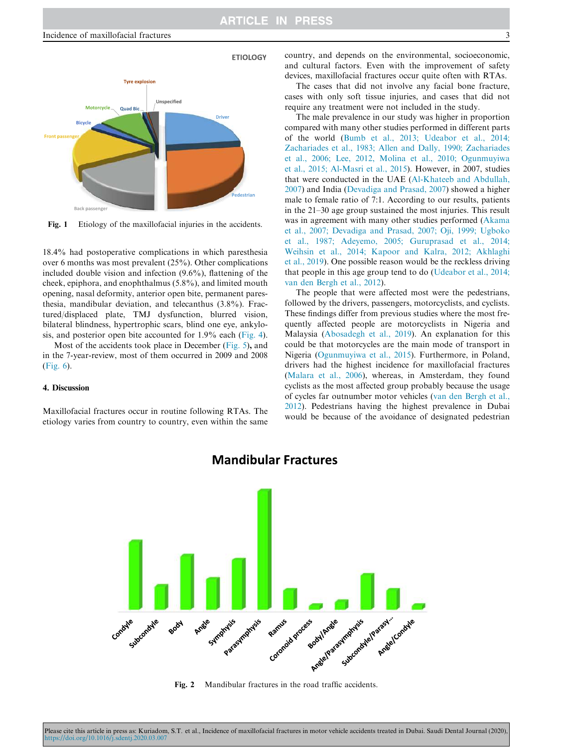Fig. 1 Etiology of the maxillofacial injuries in the accidents.

18.4% had postoperative complications in which paresthesia over 6 months was most prevalent (25%). Other complications included double vision and infection (9.6%), flattening of the cheek, epiphora, and enophthalmus (5.8%), and limited mouth opening, nasal deformity, anterior open bite, permanent paresthesia, mandibular deviation, and telecanthus (3.8%). Fractured/displaced plate, TMJ dysfunction, blurred vision, bilateral blindness, hypertrophic scars, blind one eye, ankylosis, and posterior open bite accounted for 1.9% each (Fig. 4).

Most of the accidents took place in December (Fig. 5), and in the 7-year-review, most of them occurred in 2009 and 2008 (Fig. 6).

## 4. Discussion

Maxillofacial fractures occur in routine following RTAs. The etiology varies from country to country, even within the same country, and depends on the environmental, socioeconomic, and cultural factors. Even with the improvement of safety devices, maxillofacial fractures occur quite often with RTAs.

The cases that did not involve any facial bone fracture, cases with only soft tissue injuries, and cases that did not require any treatment were not included in the study.

The male prevalence in our study was higher in proportion compared with many other studies performed in different parts of the world (Bumb et al., 2013; Udeabor et al., 2014; Zachariades et al., 1983; Allen and Dally, 1990; Zachariades et al., 2006; Lee, 2012, Molina et al., 2010; Ogunmuyiwa et al., 2015; Al-Masri et al., 2015). However, in 2007, studies that were conducted in the UAE (Al-Khateeb and Abdullah, 2007) and India (Devadiga and Prasad, 2007) showed a higher male to female ratio of 7:1. According to our results, patients in the 21–30 age group sustained the most injuries. This result was in agreement with many other studies performed (Akama et al., 2007; Devadiga and Prasad, 2007; Oji, 1999; Ugboko et al., 1987; Adeyemo, 2005; Guruprasad et al., 2014; Weihsin et al., 2014; Kapoor and Kalra, 2012; Akhlaghi et al., 2019). One possible reason would be the reckless driving that people in this age group tend to do (Udeabor et al., 2014; van den Bergh et al., 2012).

The people that were affected most were the pedestrians, followed by the drivers, passengers, motorcyclists, and cyclists. These findings differ from previous studies where the most frequently affected people are motorcyclists in Nigeria and Malaysia (Abosadegh et al., 2019). An explanation for this could be that motorcycles are the main mode of transport in Nigeria (Ogunmuyiwa et al., 2015). Furthermore, in Poland, drivers had the highest incidence for maxillofacial fractures (Malara et al., 2006), whereas, in Amsterdam, they found cyclists as the most affected group probably because the usage of cycles far outnumber motor vehicles (van den Bergh et al., 2012). Pedestrians having the highest prevalence in Dubai would be because of the avoidance of designated pedestrian

Fig. 2 Mandibular fractures in the road traffic accidents.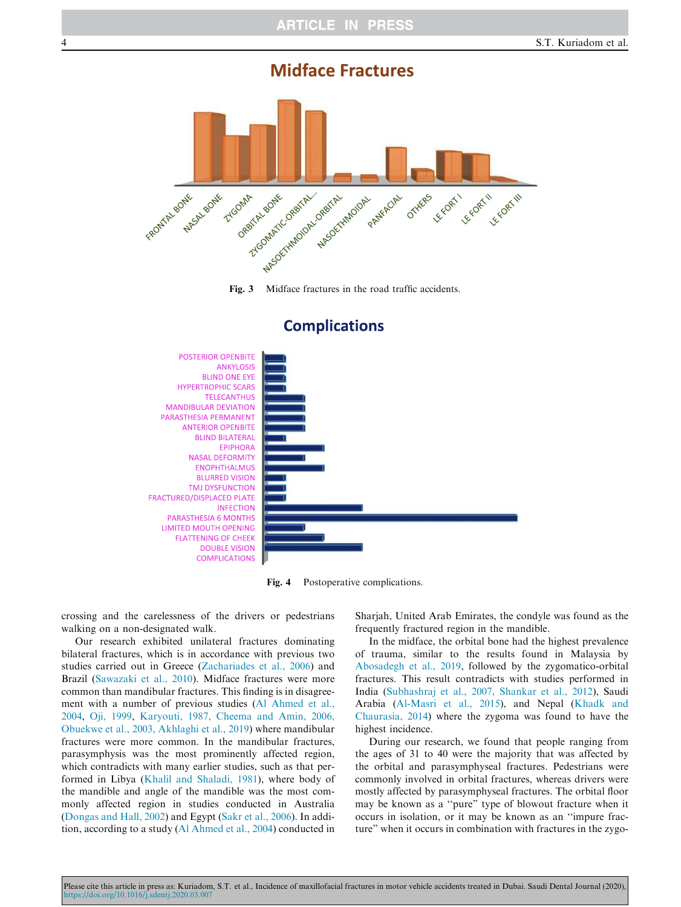**Fig. 3** Midface fractures in the road traffic accidents.

**Fig. 4** Postoperative complications.

crossing and the carelessness of the drivers or pedestrians walking on a non-designated walk.

Our research exhibited unilateral fractures dominating bilateral fractures, which is in accordance with previous two studies carried out in Greece (Zachariades et al., 2006) and Brazil (Sawazaki et al., 2010). Midface fractures were more common than mandibular fractures. This finding is in disagreement with a number of previous studies (Al Ahmed et al., 2004, Oji, 1999, Karyouti, 1987, Cheema and Amin, 2006, Obuekwe et al., 2003, Akhlaghi et al., 2019) where mandibular fractures were more common. In the mandibular fractures, parasymphysis was the most prominently affected region, which contradicts with many earlier studies, such as that performed in Libya (Khalil and Shaladi, 1981), where body of the mandible and angle of the mandible was the most commonly affected region in studies conducted in Australia (Dongas and Hall, 2002) and Egypt (Sakr et al., 2006). In addition, according to a study (Al Ahmed et al., 2004) conducted in Sharjah, United Arab Emirates, the condyle was found as the frequently fractured region in the mandible.

In the midface, the orbital bone had the highest prevalence of trauma, similar to the results found in Malaysia by Abosadegh et al., 2019, followed by the zygomatico-orbital fractures. This result contradicts with studies performed in India (Subhashraj et al., 2007, Shankar et al., 2012), Saudi Arabia (Al-Masri et al., 2015), and Nepal (Khadk and Chaurasia, 2014) where the zygoma was found to have the highest incidence.

During our research, we found that people ranging from the ages of 31 to 40 were the majority that was affected by the orbital and parasymphyseal fractures. Pedestrians were commonly involved in orbital fractures, whereas drivers were mostly affected by parasymphyseal fractures. The orbital floor may be known as a "pure" type of blowout fracture when it occurs in isolation, or it may be known as an "impure fracture" when it occurs in combination with fractures in the zygo-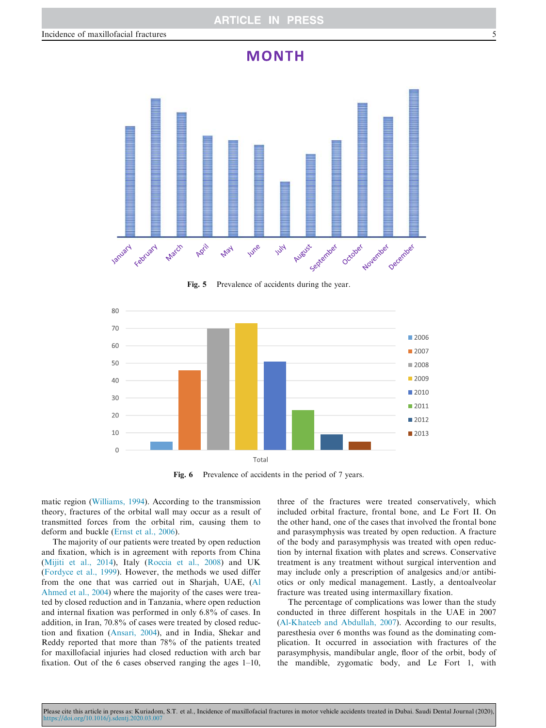**Fig. 5** Prevalence of accidents during the year.

**Fig. 6** Prevalence of accidents in the period of 7 years.

matic region (Williams, 1994). According to the transmission theory, fractures of the orbital wall may occur as a result of transmitted forces from the orbital rim, causing them to deform and buckle (Ernst et al., 2006).

The majority of our patients were treated by open reduction and fixation, which is in agreement with reports from China (Mijiti et al., 2014), Italy (Roccia et al., 2008) and UK (Fordyce et al., 1999). However, the methods we used differ from the one that was carried out in Sharjah, UAE, (Al Ahmed et al., 2004) where the majority of the cases were treated by closed reduction and in Tanzania, where open reduction and internal fixation was performed in only 6.8% of cases. In addition, in Iran, 70.8% of cases were treated by closed reduction and fixation (Ansari, 2004), and in India, Shekar and Reddy reported that more than 78% of the patients treated for maxillofacial injuries had closed reduction with arch bar fixation. Out of the 6 cases observed ranging the ages 1–10, three of the fractures were treated conservatively, which included orbital fracture, frontal bone, and Le Fort II. On the other hand, one of the cases that involved the frontal bone and parasymphysis was treated by open reduction. A fracture of the body and parasymphysis was treated with open reduction by internal fixation with plates and screws. Conservative treatment is any treatment without surgical intervention and may include only a prescription of analgesics and/or antibiotics or only medical management. Lastly, a dentoalveolar fracture was treated using intermaxillary fixation.

The percentage of complications was lower than the study conducted in three different hospitals in the UAE in 2007 (Al-Khateeb and Abdullah, 2007). According to our results, paresthesia over 6 months was found as the dominating complication. It occurred in association with fractures of the parasymphysis, mandibular angle, floor of the orbit, body of the mandible, zygomatic body, and Le Fort 1, with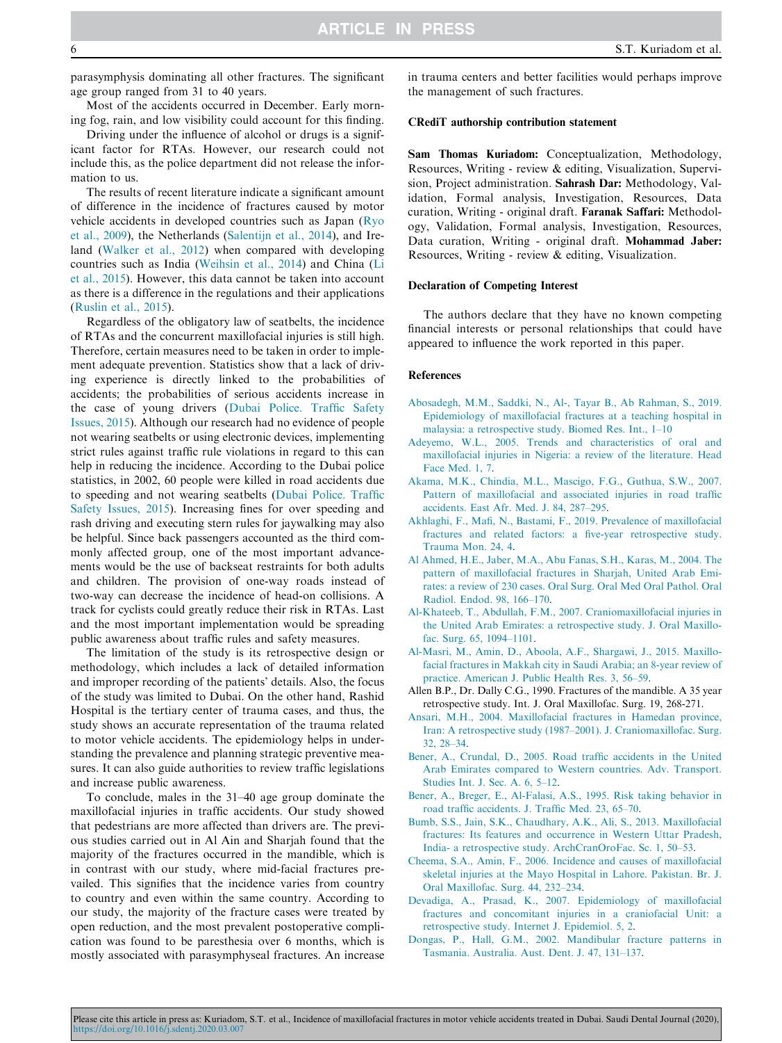parasymphysis dominating all other fractures. The significant age group ranged from 31 to 40 years.

Most of the accidents occurred in December. Early morning fog, rain, and low visibility could account for this finding.

Driving under the influence of alcohol or drugs is a significant factor for RTAs. However, our research could not include this, as the police department did not release the information to us.

The results of recent literature indicate a significant amount of difference in the incidence of fractures caused by motor vehicle accidents in developed countries such as Japan (Ryo et al., 2009), the Netherlands (Salentijn et al., 2014), and Ireland (Walker et al., 2012) when compared with developing countries such as India (Weihsin et al., 2014) and China (Li et al., 2015). However, this data cannot be taken into account as there is a difference in the regulations and their applications (Ruslin et al., 2015).

Regardless of the obligatory law of seatbelts, the incidence of RTAs and the concurrent maxillofacial injuries is still high. Therefore, certain measures need to be taken in order to implement adequate prevention. Statistics show that a lack of driving experience is directly linked to the probabilities of accidents; the probabilities of serious accidents increase in the case of young drivers (Dubai Police. Traffic Safety Issues, 2015). Although our research had no evidence of people not wearing seatbelts or using electronic devices, implementing strict rules against traffic rule violations in regard to this can help in reducing the incidence. According to the Dubai police statistics, in 2002, 60 people were killed in road accidents due to speeding and not wearing seatbelts (Dubai Police. Traffic Safety Issues, 2015). Increasing fines for over speeding and rash driving and executing stern rules for jaywalking may also be helpful. Since back passengers accounted as the third commonly affected group, one of the most important advancements would be the use of backseat restraints for both adults and children. The provision of one-way roads instead of two-way can decrease the incidence of head-on collisions. A track for cyclists could greatly reduce their risk in RTAs. Last and the most important implementation would be spreading public awareness about traffic rules and safety measures.

The limitation of the study is its retrospective design or methodology, which includes a lack of detailed information and improper recording of the patients' details. Also, the focus of the study was limited to Dubai. On the other hand, Rashid Hospital is the tertiary center of trauma cases, and thus, the study shows an accurate representation of the trauma related to motor vehicle accidents. The epidemiology helps in understanding the prevalence and planning strategic preventive measures. It can also guide authorities to review traffic legislations and increase public awareness.

To conclude, males in the 31–40 age group dominate the maxillofacial injuries in traffic accidents. Our study showed that pedestrians are more affected than drivers are. The previous studies carried out in Al Ain and Sharjah found that the majority of the fractures occurred in the mandible, which is in contrast with our study, where mid-facial fractures prevailed. This signifies that the incidence varies from country to country and even within the same country. According to our study, the majority of the fracture cases were treated by open reduction, and the most prevalent postoperative complication was found to be paresthesia over 6 months, which is mostly associated with parasymphyseal fractures. An increase in trauma centers and better facilities would perhaps improve the management of such fractures.

## CRediT authorship contribution statement

**Sam Thomas Kuriadom:** Conceptualization, Methodology, Resources, Writing - review & editing, Visualization, Supervision, Project administration. **Sahrash Dar:** Methodology, Validation, Formal analysis, Investigation, Resources, Data curation, Writing - original draft. **Faranak Saffari:** Methodology, Validation, Formal analysis, Investigation, Resources, Data curation, Writing - original draft. **Mohammad Jaber:** Resources, Writing - review & editing, Visualization.

## Declaration of Competing Interest

The authors declare that they have no known competing financial interests or personal relationships that could have appeared to influence the work reported in this paper.

## References

Abosadegh, M.M., Saddki, N., Al-, Tayar B., Ab Rahman, S., 2019. Epidemiology of maxillofacial fractures at a teaching hospital in malaysia: a retrospective study. Biomed Res. Int., 1–10

Adeyemo, W.L., 2005. Trends and characteristics of oral and maxillofacial injuries in Nigeria: a review of the literature. Head Face Med. 1, 7.

Akama, M.K., Chindia, M.L., Mascigo, F.G., Guthua, S.W., 2007. Pattern of maxillofacial and associated injuries in road traffic accidents. East Afr. Med. J. 84, 287–295.

Akhlaghi, F., Mafi, N., Bastami, F., 2019. Prevalence of maxillofacial fractures and related factors: a five-year retrospective study. Trauma Mon. 24, 4.

Al Ahmed, H.E., Jaber, M.A., Abu Fanas, S.H., Karas, M., 2004. The pattern of maxillofacial fractures in Sharjah, United Arab Emirates: a review of 230 cases. Oral Surg. Oral Med Oral Pathol. Oral Radiol. Endod. 98, 166–170.

Al-Khateeb, T., Abdullah, F.M., 2007. Craniomaxillofacial injuries in the United Arab Emirates: a retrospective study. J. Oral Maxillofac. Surg. 65, 1094–1101.

Al-Masri, M., Amin, D., Aboola, A.F., Shargawi, J., 2015. Maxillofacial fractures in Makkah city in Saudi Arabia; an 8-year review of practice. American J. Public Health Res. 3, 56–59.

Allen B.P., Dr. Dally C.G., 1990. Fractures of the mandible. A 35 year retrospective study. Int. J. Oral Maxillofac. Surg. 19, 268-271.

Ansari, M.H., 2004. Maxillofacial fractures in Hamedan province, Iran: A retrospective study (1987–2001). J. Craniomaxillofac. Surg. 32, 28–34.

Bener, A., Crundal, D., 2005. Road traffic accidents in the United Arab Emirates compared to Western countries. Adv. Transport. Studies Int. J. Sec. A. 6, 5–12.

Bener, A., Breger, E., Al-Falasi, A.S., 1995. Risk taking behavior in road traffic accidents. J. Traffic Med. 23, 65–70.

Bumb, S.S., Jain, S.K., Chaudhary, A.K., Ali, S., 2013. Maxillofacial fractures: Its features and occurrence in Western Uttar Pradesh, India- a retrospective study. ArchCranOroFac. Sc. 1, 50–53.

Cheema, S.A., Amin, F., 2006. Incidence and causes of maxillofacial skeletal injuries at the Mayo Hospital in Lahore. Pakistan. Br. J. Oral Maxillofac. Surg. 44, 232–234.

Devadiga, A., Prasad, K., 2007. Epidemiology of maxillofacial fractures and concomitant injuries in a craniofacial Unit: a retrospective study. Internet J. Epidemiol. 5, 2.

Dongas, P., Hall, G.M., 2002. Mandibular fracture patterns in Tasmania. Australia. Aust. Dent. J. 47, 131–137.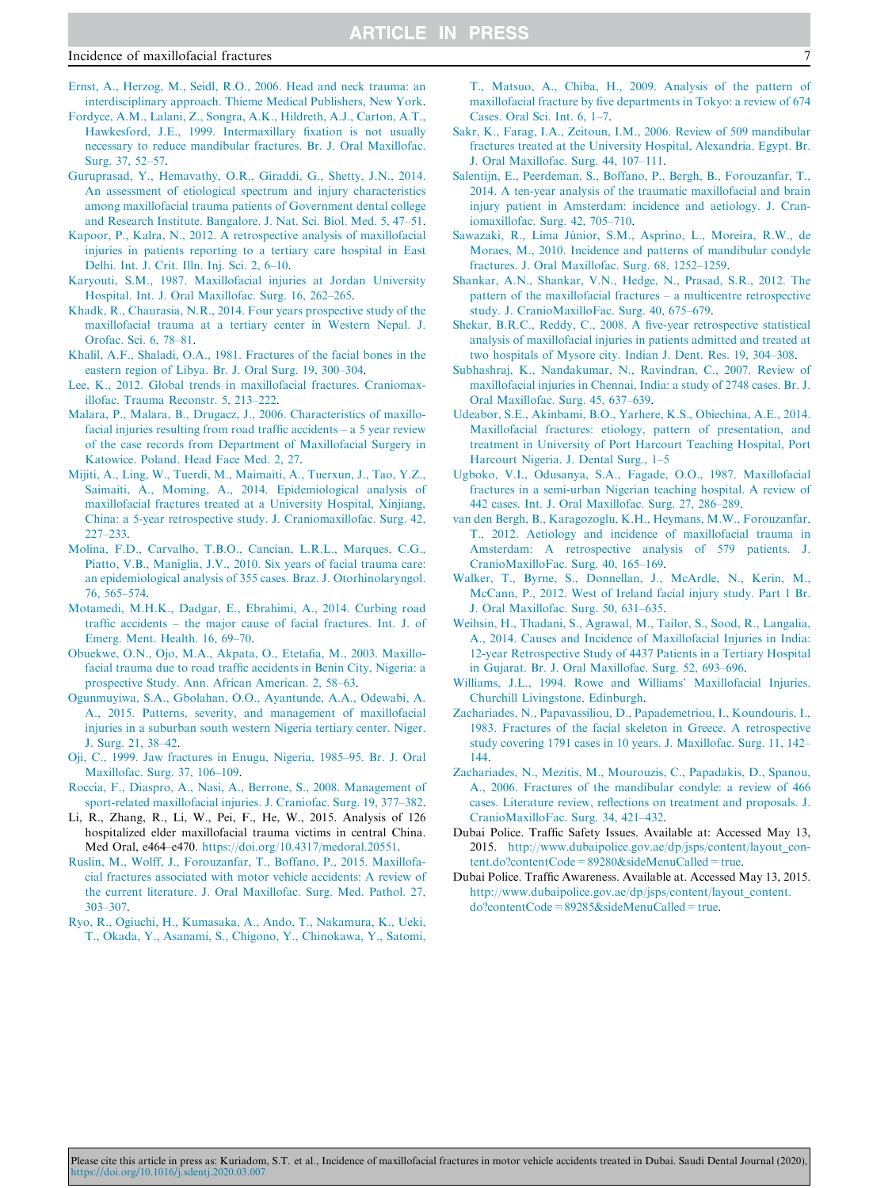Ernst, A., Herzog, M., Seidl, R.O., 2006. Head and neck trauma: an interdisciplinary approach. Thieme Medical Publishers, New York.

Fordyce, A.M., Lalani, Z., Songra, A.K., Hildreth, A.J., Carton, A.T., Hawkesford, J.E., 1999. Intermaxillary fixation is not usually necessary to reduce mandibular fractures. Br. J. Oral Maxillofac. Surg. 37, 52–57.

Guruprasad, Y., Hemavathy, O.R., Giraddi, G., Shetty, J.N., 2014. An assessment of etiological spectrum and injury characteristics among maxillofacial trauma patients of Government dental college and Research Institute. Bangalore. J. Nat. Sci. Biol. Med. 5, 47–51.

Kapoor, P., Kalra, N., 2012. A retrospective analysis of maxillofacial injuries in patients reporting to a tertiary care hospital in East Delhi. Int. J. Crit. Illn. Inj. Sci. 2, 6–10.

Karyouti, S.M., 1987. Maxillofacial injuries at Jordan University Hospital. Int. J. Oral Maxillofac. Surg. 16, 262–265.

Khadk, R., Chaurasia, N.R., 2014. Four years prospective study of the maxillofacial trauma at a tertiary center in Western Nepal. J. Orofac. Sci. 6, 78–81.

Khalil, A.F., Shaladi, O.A., 1981. Fractures of the facial bones in the eastern region of Libya. Br. J. Oral Surg. 19, 300–304.

Lee, K., 2012. Global trends in maxillofacial fractures. Craniomaxillofac. Trauma Reconstr. 5, 213–222.

Malara, P., Malara, B., Drugacz, J., 2006. Characteristics of maxillofacial injuries resulting from road traffic accidents – a 5 year review of the case records from Department of Maxillofacial Surgery in Katowice. Poland. Head Face Med. 2, 27.

Mijiti, A., Ling, W., Tuerdi, M., Maimaiti, A., Tuerxun, J., Tao, Y.Z., Saimaiti, A., Moming, A., 2014. Epidemiological analysis of maxillofacial fractures treated at a University Hospital, Xinjiang, China: a 5-year retrospective study. J. Craniomaxillofac. Surg. 42, 227–233.

Molina, F.D., Carvalho, T.B.O., Cancian, L.R.L., Marques, C.G., Piatto, V.B., Maniglia, J.V., 2010. Six years of facial trauma care: an epidemiological analysis of 355 cases. Braz. J. Otorhinolaryngol. 76, 565–574.

Motamedi, M.H.K., Dadgar, E., Ebrahimi, A., 2014. Curbing road traffic accidents – the major cause of facial fractures. Int. J. of Emerg. Ment. Health. 16, 69–70.

Obuekwe, O.N., Ojo, M.A., Akpata, O., Etetafia, M., 2003. Maxillofacial trauma due to road traffic accidents in Benin City, Nigeria: a prospective Study. Ann. African American. 2, 58–63.

Ogunmuyiwa, S.A., Gbolahan, O.O., Ayantunde, A.A., Odewabi, A. A., 2015. Patterns, severity, and management of maxillofacial injuries in a suburban south western Nigeria tertiary center. Niger. J. Surg. 21, 38–42.

Oji, C., 1999. Jaw fractures in Enugu, Nigeria, 1985–95. Br. J. Oral Maxillofac. Surg. 37, 106–109.

Roccia, F., Diaspro, A., Nasi, A., Berrone, S., 2008. Management of sport-related maxillofacial injuries. J. Craniofac. Surg. 19, 377–382.

Li, R., Zhang, R., Li, W., Pei, F., He, W., 2015. Analysis of 126 hospitalized elder maxillofacial trauma victims in central China. Med Oral, e464–e470. https://doi.org/10.4317/medoral.20551.

Ruslin, M., Wolff, J., Forouzanfar, T., Boffano, P., 2015. Maxillofacial fractures associated with motor vehicle accidents: A review of the current literature. J. Oral Maxillofac. Surg. Med. Pathol. 27, 303–307.

Ryo, R., Ogiuchi, H., Kumasaka, A., Ando, T., Nakamura, K., Ueki, T., Okada, Y., Asanami, S., Chigono, Y., Chinokawa, Y., Satomi, T., Matsuo, A., Chiba, H., 2009. Analysis of the pattern of maxillofacial fracture by five departments in Tokyo: a review of 674 Cases. Oral Sci. Int. 6, 1–7.

Sakr, K., Farag, I.A., Zeitoun, I.M., 2006. Review of 509 mandibular fractures treated at the University Hospital, Alexandria. Egypt. Br. J. Oral Maxillofac. Surg. 44, 107–111.

Salentijn, E., Peerdeman, S., Boffano, P., Bergh, B., Forouzanfar, T., 2014. A ten-year analysis of the traumatic maxillofacial and brain injury patient in Amsterdam: incidence and aetiology. J. Craniomaxillofac. Surg. 42, 705–710.

Sawazaki, R., Lima Júnior, S.M., Asprino, L., Moreira, R.W., de Moraes, M., 2010. Incidence and patterns of mandibular condyle fractures. J. Oral Maxillofac. Surg. 68, 1252–1259.

Shankar, A.N., Shankar, V.N., Hedge, N., Prasad, S.R., 2012. The pattern of the maxillofacial fractures – a multicentre retrospective study. J. CranioMaxilloFac. Surg. 40, 675–679.

Shekar, B.R.C., Reddy, C., 2008. A five-year retrospective statistical analysis of maxillofacial injuries in patients admitted and treated at two hospitals of Mysore city. Indian J. Dent. Res. 19, 304–308.

Subhashraj, K., Nandakumar, N., Ravindran, C., 2007. Review of maxillofacial injuries in Chennai, India: a study of 2748 cases. Br. J. Oral Maxillofac. Surg. 45, 637–639.

Udeabor, S.E., Akinbami, B.O., Yarhere, K.S., Obiechina, A.E., 2014. Maxillofacial fractures: etiology, pattern of presentation, and treatment in University of Port Harcourt Teaching Hospital, Port Harcourt Nigeria. J. Dental Surg., 1–5

Ugboko, V.I., Odusanya, S.A., Fagade, O.O., 1987. Maxillofacial fractures in a semi-urban Nigerian teaching hospital. A review of 442 cases. Int. J. Oral Maxillofac. Surg. 27, 286–289.

van den Bergh, B., Karagozoglu, K.H., Heymans, M.W., Forouzanfar, T., 2012. Aetiology and incidence of maxillofacial trauma in Amsterdam: A retrospective analysis of 579 patients. J. CranioMaxilloFac. Surg. 40, 165–169.

Walker, T., Byrne, S., Donnellan, J., McArdle, N., Kerin, M., McCann, P., 2012. West of Ireland facial injury study. Part 1 Br. J. Oral Maxillofac. Surg. 50, 631–635.

Weihsin, H., Thadani, S., Agrawal, M., Tailor, S., Sood, R., Langalia, A., 2014. Causes and Incidence of Maxillofacial Injuries in India: 12-year Retrospective Study of 4437 Patients in a Tertiary Hospital in Gujarat. Br. J. Oral Maxillofac. Surg. 52, 693–696.

Williams, J.L., 1994. Rowe and Williams' Maxillofacial Injuries. Churchill Livingstone, Edinburgh.

Zachariades, N., Papavassiliou, D., Papademetriou, I., Koundouris, I., 1983. Fractures of the facial skeleton in Greece. A retrospective study covering 1791 cases in 10 years. J. Maxillofac. Surg. 11, 142–144.

Zachariades, N., Mezitis, M., Mourouzis, C., Papadakis, D., Spanou, A., 2006. Fractures of the mandibular condyle: a review of 466 cases. Literature review, reflections on treatment and proposals. J. CranioMaxilloFac. Surg. 34, 421–432.

Dubai Police. Traffic Safety Issues. Available at: Accessed May 13, 2015. http://www.dubaipolice.gov.ae/dp/jsps/content/layout_content.do?contentCode=89280&sideMenuCalled=true.

Dubai Police. Traffic Awareness. Available at. Accessed May 13, 2015. http://www.dubaipolice.gov.ae/dp/jsps/content/layout_content.do?contentCode=89285&sideMenuCalled=true.